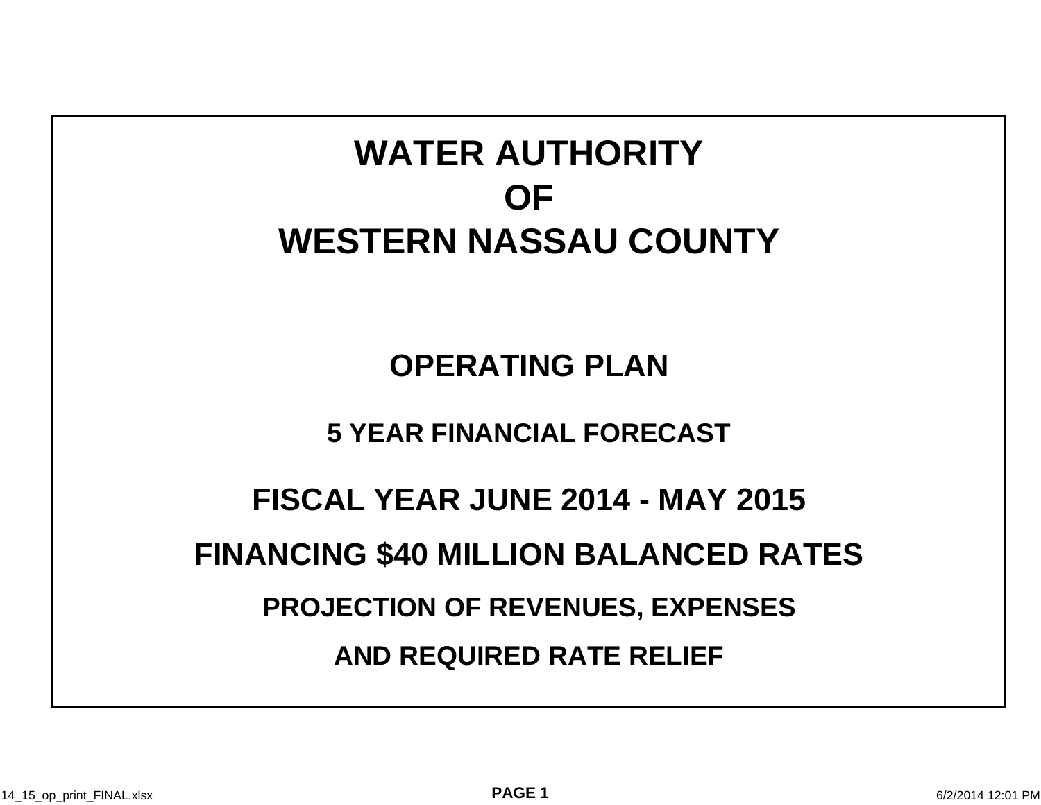# WATER AUTHORITY
# OF
# WESTERN NASSAU COUNTY

## OPERATING PLAN

### 5 YEAR FINANCIAL FORECAST

## FISCAL YEAR JUNE 2014 - MAY 2015

## FINANCING $40 MILLION BALANCED RATES

### PROJECTION OF REVENUES, EXPENSES

### AND REQUIRED RATE RELIEF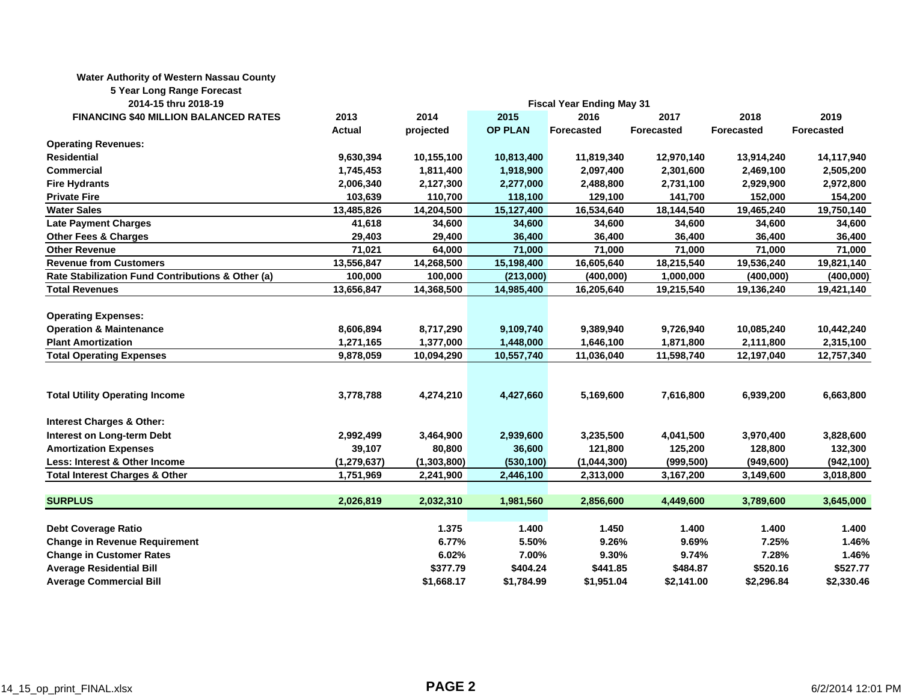**Water Authority of Western Nassau County**
**5 Year Long Range Forecast**
**2014-15 thru 2018-19**

| FINANCING $40 MILLION BALANCED RATES | 2013 | 2014 | 2015 | 2016 | 2017 | 2018 | 2019 |
|---|---|---|---|---|---|---|---|
| | | | Fiscal Year Ending May 31 | | | | |
| | Actual | projected | OP PLAN | Forecasted | Forecasted | Forecasted | Forecasted |
| **Operating Revenues:** | | | | | | | |
| Residential | 9,630,394 | 10,155,100 | 10,813,400 | 11,819,340 | 12,970,140 | 13,914,240 | 14,117,940 |
| Commercial | 1,745,453 | 1,811,400 | 1,918,900 | 2,097,400 | 2,301,600 | 2,469,100 | 2,505,200 |
| Fire Hydrants | 2,006,340 | 2,127,300 | 2,277,000 | 2,488,800 | 2,731,100 | 2,929,900 | 2,972,800 |
| Private Fire | 103,639 | 110,700 | 118,100 | 129,100 | 141,700 | 152,000 | 154,200 |
| Water Sales | 13,485,826 | 14,204,500 | 15,127,400 | 16,534,640 | 18,144,540 | 19,465,240 | 19,750,140 |
| Late Payment Charges | 41,618 | 34,600 | 34,600 | 34,600 | 34,600 | 34,600 | 34,600 |
| Other Fees & Charges | 29,403 | 29,400 | 36,400 | 36,400 | 36,400 | 36,400 | 36,400 |
| Other Revenue | 71,021 | 64,000 | 71,000 | 71,000 | 71,000 | 71,000 | 71,000 |
| Revenue from Customers | 13,556,847 | 14,268,500 | 15,198,400 | 16,605,640 | 18,215,540 | 19,536,240 | 19,821,140 |
| Rate Stabilization Fund Contributions & Other (a) | 100,000 | 100,000 | (213,000) | (400,000) | 1,000,000 | (400,000) | (400,000) |
| Total Revenues | 13,656,847 | 14,368,500 | 14,985,400 | 16,205,640 | 19,215,540 | 19,136,240 | 19,421,140 |
| **Operating Expenses:** | | | | | | | |
| Operation & Maintenance | 8,606,894 | 8,717,290 | 9,109,740 | 9,389,940 | 9,726,940 | 10,085,240 | 10,442,240 |
| Plant Amortization | 1,271,165 | 1,377,000 | 1,448,000 | 1,646,100 | 1,871,800 | 2,111,800 | 2,315,100 |
| Total Operating Expenses | 9,878,059 | 10,094,290 | 10,557,740 | 11,036,040 | 11,598,740 | 12,197,040 | 12,757,340 |
| Total Utility Operating Income | 3,778,788 | 4,274,210 | 4,427,660 | 5,169,600 | 7,616,800 | 6,939,200 | 6,663,800 |
| **Interest Charges & Other:** | | | | | | | |
| Interest on Long-term Debt | 2,992,499 | 3,464,900 | 2,939,600 | 3,235,500 | 4,041,500 | 3,970,400 | 3,828,600 |
| Amortization Expenses | 39,107 | 80,800 | 36,600 | 121,800 | 125,200 | 128,800 | 132,300 |
| Less: Interest & Other Income | (1,279,637) | (1,303,800) | (530,100) | (1,044,300) | (999,500) | (949,600) | (942,100) |
| Total Interest Charges & Other | 1,751,969 | 2,241,900 | 2,446,100 | 2,313,000 | 3,167,200 | 3,149,600 | 3,018,800 |
| **SURPLUS** | 2,026,819 | 2,032,310 | 1,981,560 | 2,856,600 | 4,449,600 | 3,789,600 | 3,645,000 |
| Debt Coverage Ratio | | 1.375 | 1.400 | 1.450 | 1.400 | 1.400 | 1.400 |
| Change in Revenue Requirement | | 6.77% | 5.50% | 9.26% | 9.69% | 7.25% | 1.46% |
| Change in Customer Rates | | 6.02% | 7.00% | 9.30% | 9.74% | 7.28% | 1.46% |
| Average Residential Bill | | $377.79 | $404.24 | $441.85 | $484.87 | $520.16 | $527.77 |
| Average Commercial Bill | | $1,668.17 | $1,784.99 | $1,951.04 | $2,141.00 | $2,296.84 | $2,330.46 |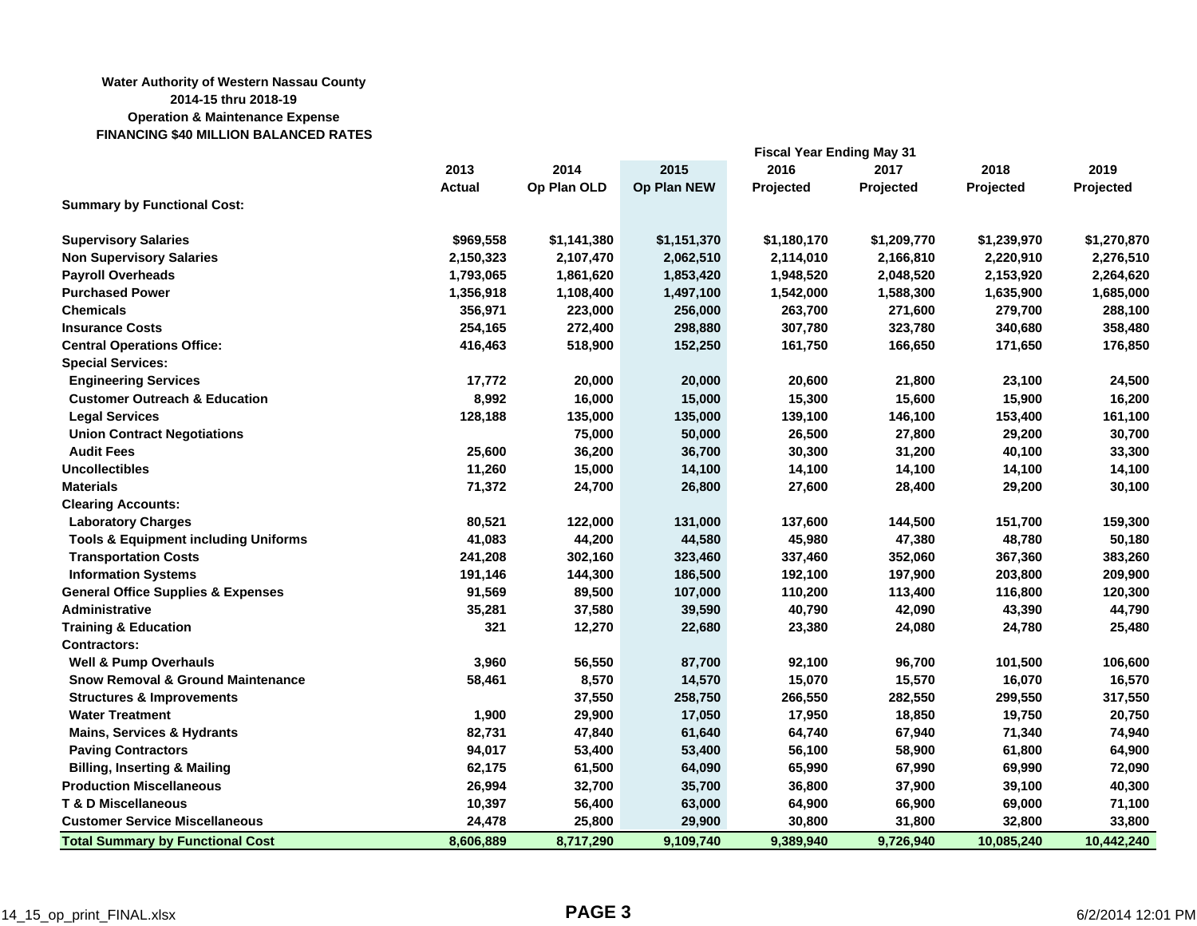**Water Authority of Western Nassau County**
**2014-15 thru 2018-19**
**Operation & Maintenance Expense**
**FINANCING $40 MILLION BALANCED RATES**

| | 2013 | 2014 | 2015 | 2016 | 2017 | 2018 | 2019 |
|---|---|---|---|---|---|---|---|
| | | | | Fiscal Year Ending May 31 | | | |
| | Actual | Op Plan OLD | Op Plan NEW | Projected | Projected | Projected | Projected |
| **Summary by Functional Cost:** | | | | | | | |
| **Supervisory Salaries** | $969,558 | $1,141,380 | $1,151,370 | $1,180,170 | $1,209,770 | $1,239,970 | $1,270,870 |
| **Non Supervisory Salaries** | 2,150,323 | 2,107,470 | 2,062,510 | 2,114,010 | 2,166,810 | 2,220,910 | 2,276,510 |
| **Payroll Overheads** | 1,793,065 | 1,861,620 | 1,853,420 | 1,948,520 | 2,048,520 | 2,153,920 | 2,264,620 |
| **Purchased Power** | 1,356,918 | 1,108,400 | 1,497,100 | 1,542,000 | 1,588,300 | 1,635,900 | 1,685,000 |
| **Chemicals** | 356,971 | 223,000 | 256,000 | 263,700 | 271,600 | 279,700 | 288,100 |
| **Insurance Costs** | 254,165 | 272,400 | 298,880 | 307,780 | 323,780 | 340,680 | 358,480 |
| **Central Operations Office:** | 416,463 | 518,900 | 152,250 | 161,750 | 166,650 | 171,650 | 176,850 |
| **Special Services:** | | | | | | | |
| Engineering Services | 17,772 | 20,000 | 20,000 | 20,600 | 21,800 | 23,100 | 24,500 |
| Customer Outreach & Education | 8,992 | 16,000 | 15,000 | 15,300 | 15,600 | 15,900 | 16,200 |
| Legal Services | 128,188 | 135,000 | 135,000 | 139,100 | 146,100 | 153,400 | 161,100 |
| Union Contract Negotiations | | 75,000 | 50,000 | 26,500 | 27,800 | 29,200 | 30,700 |
| Audit Fees | 25,600 | 36,200 | 36,700 | 30,300 | 31,200 | 40,100 | 33,300 |
| **Uncollectibles** | 11,260 | 15,000 | 14,100 | 14,100 | 14,100 | 14,100 | 14,100 |
| **Materials** | 71,372 | 24,700 | 26,800 | 27,600 | 28,400 | 29,200 | 30,100 |
| **Clearing Accounts:** | | | | | | | |
| Laboratory Charges | 80,521 | 122,000 | 131,000 | 137,600 | 144,500 | 151,700 | 159,300 |
| Tools & Equipment including Uniforms | 41,083 | 44,200 | 44,580 | 45,980 | 47,380 | 48,780 | 50,180 |
| Transportation Costs | 241,208 | 302,160 | 323,460 | 337,460 | 352,060 | 367,360 | 383,260 |
| Information Systems | 191,146 | 144,300 | 186,500 | 192,100 | 197,900 | 203,800 | 209,900 |
| **General Office Supplies & Expenses** | 91,569 | 89,500 | 107,000 | 110,200 | 113,400 | 116,800 | 120,300 |
| **Administrative** | 35,281 | 37,580 | 39,590 | 40,790 | 42,090 | 43,390 | 44,790 |
| **Training & Education** | 321 | 12,270 | 22,680 | 23,380 | 24,080 | 24,780 | 25,480 |
| **Contractors:** | | | | | | | |
| Well & Pump Overhauls | 3,960 | 56,550 | 87,700 | 92,100 | 96,700 | 101,500 | 106,600 |
| Snow Removal & Ground Maintenance | 58,461 | 8,570 | 14,570 | 15,070 | 15,570 | 16,070 | 16,570 |
| Structures & Improvements | | 37,550 | 258,750 | 266,550 | 282,550 | 299,550 | 317,550 |
| Water Treatment | 1,900 | 29,900 | 17,050 | 17,950 | 18,850 | 19,750 | 20,750 |
| Mains, Services & Hydrants | 82,731 | 47,840 | 61,640 | 64,740 | 67,940 | 71,340 | 74,940 |
| Paving Contractors | 94,017 | 53,400 | 53,400 | 56,100 | 58,900 | 61,800 | 64,900 |
| Billing, Inserting & Mailing | 62,175 | 61,500 | 64,090 | 65,990 | 67,990 | 69,990 | 72,090 |
| **Production Miscellaneous** | 26,994 | 32,700 | 35,700 | 36,800 | 37,900 | 39,100 | 40,300 |
| **T & D Miscellaneous** | 10,397 | 56,400 | 63,000 | 64,900 | 66,900 | 69,000 | 71,100 |
| **Customer Service Miscellaneous** | 24,478 | 25,800 | 29,900 | 30,800 | 31,800 | 32,800 | 33,800 |
| **Total Summary by Functional Cost** | 8,606,889 | 8,717,290 | 9,109,740 | 9,389,940 | 9,726,940 | 10,085,240 | 10,442,240 |

14_15_op_print_FINAL.xlsx 6/2/2014 12:01 PM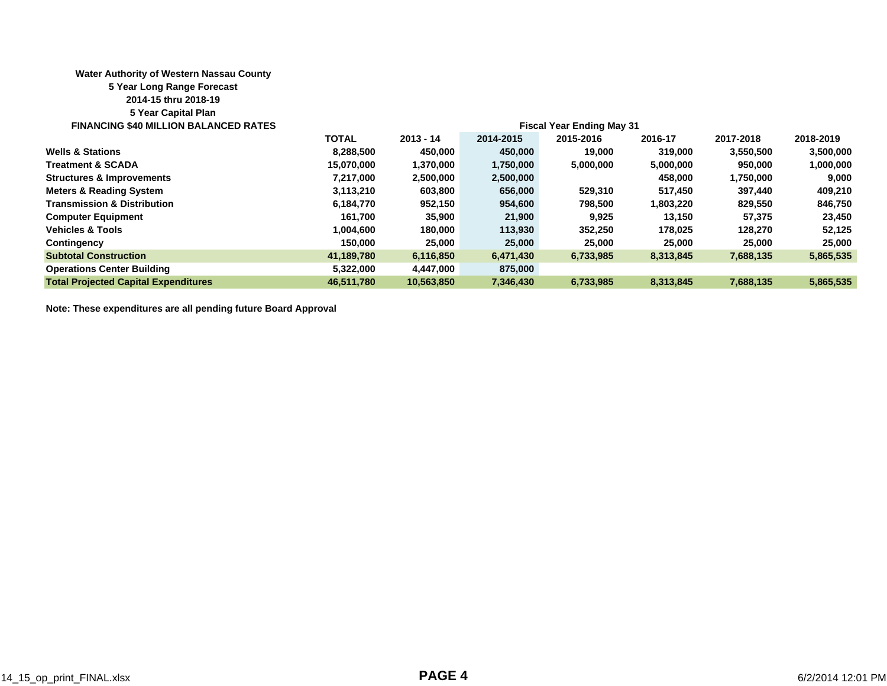**Water Authority of Western Nassau County**
**5 Year Long Range Forecast**
**2014-15 thru 2018-19**
**5 Year Capital Plan**
**FINANCING $40 MILLION BALANCED RATES**

| | | | Fiscal Year Ending May 31 | | | | |
|---|---|---|---|---|---|---|---|
| | **TOTAL** | **2013 - 14** | **2014-2015** | **2015-2016** | **2016-17** | **2017-2018** | **2018-2019** |
| **Wells & Stations** | 8,288,500 | 450,000 | 450,000 | 19,000 | 319,000 | 3,550,500 | 3,500,000 |
| **Treatment & SCADA** | 15,070,000 | 1,370,000 | 1,750,000 | 5,000,000 | 5,000,000 | 950,000 | 1,000,000 |
| **Structures & Improvements** | 7,217,000 | 2,500,000 | 2,500,000 | | 458,000 | 1,750,000 | 9,000 |
| **Meters & Reading System** | 3,113,210 | 603,800 | 656,000 | 529,310 | 517,450 | 397,440 | 409,210 |
| **Transmission & Distribution** | 6,184,770 | 952,150 | 954,600 | 798,500 | 1,803,220 | 829,550 | 846,750 |
| **Computer Equipment** | 161,700 | 35,900 | 21,900 | 9,925 | 13,150 | 57,375 | 23,450 |
| **Vehicles & Tools** | 1,004,600 | 180,000 | 113,930 | 352,250 | 178,025 | 128,270 | 52,125 |
| **Contingency** | 150,000 | 25,000 | 25,000 | 25,000 | 25,000 | 25,000 | 25,000 |
| **Subtotal Construction** | 41,189,780 | 6,116,850 | 6,471,430 | 6,733,985 | 8,313,845 | 7,688,135 | 5,865,535 |
| **Operations Center Building** | 5,322,000 | 4,447,000 | 875,000 | | | | |
| **Total Projected Capital Expenditures** | 46,511,780 | 10,563,850 | 7,346,430 | 6,733,985 | 8,313,845 | 7,688,135 | 5,865,535 |

**Note: These expenditures are all pending future Board Approval**